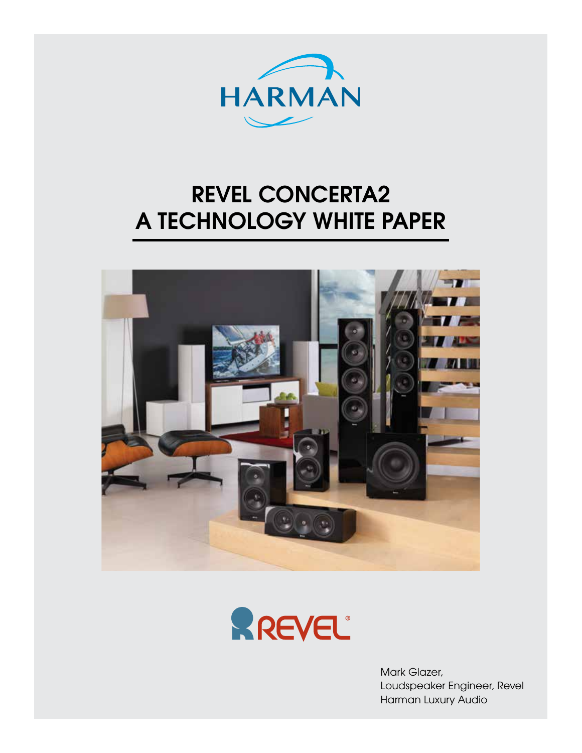HARMAN

# REVEL CONCERTA2
# A TECHNOLOGY WHITE PAPER

REVEL

Mark Glazer,
Loudspeaker Engineer, Revel
Harman Luxury Audio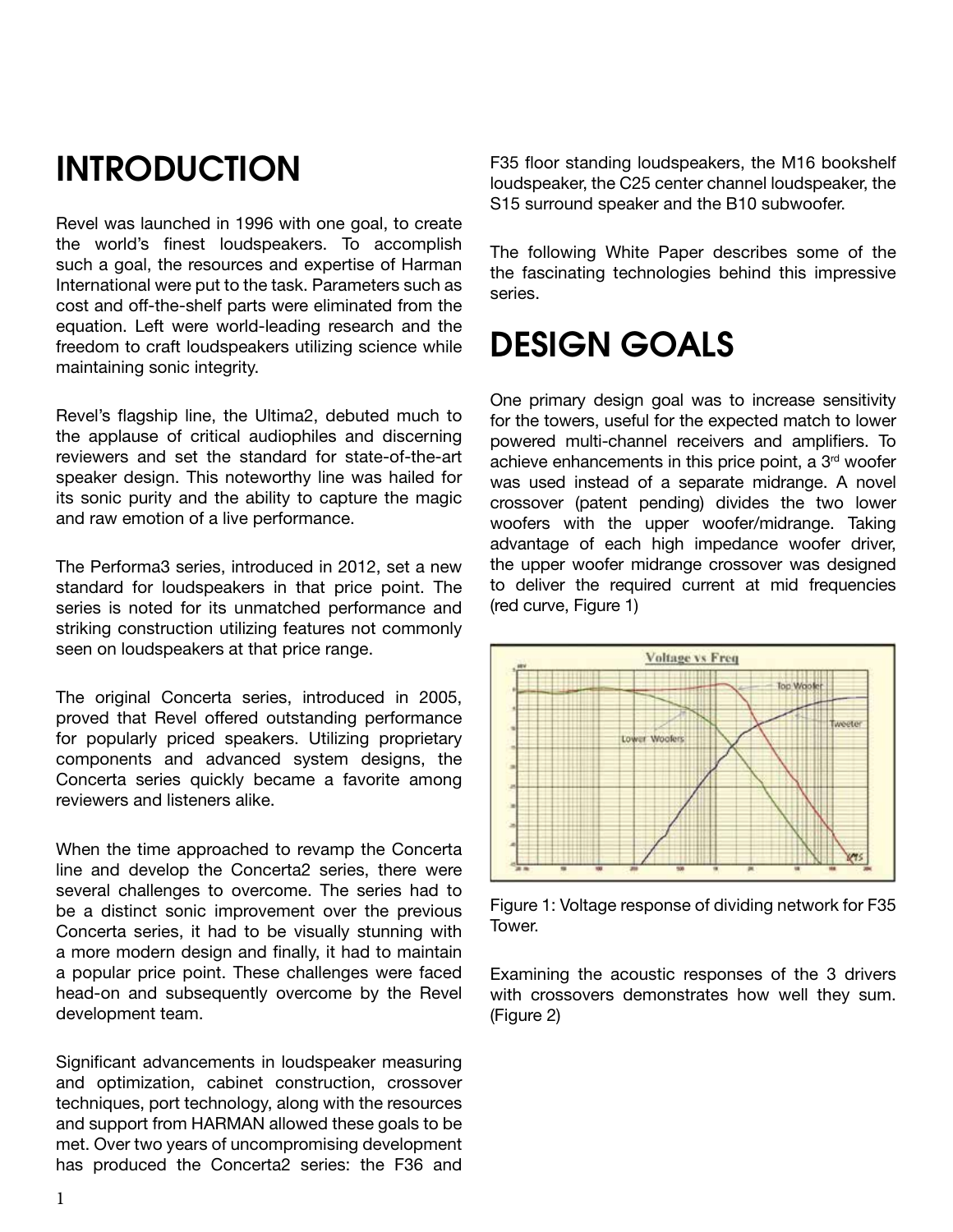# INTRODUCTION

Revel was launched in 1996 with one goal, to create the world's finest loudspeakers. To accomplish such a goal, the resources and expertise of Harman International were put to the task. Parameters such as cost and off-the-shelf parts were eliminated from the equation. Left were world-leading research and the freedom to craft loudspeakers utilizing science while maintaining sonic integrity.

Revel's flagship line, the Ultima2, debuted much to the applause of critical audiophiles and discerning reviewers and set the standard for state-of-the-art speaker design. This noteworthy line was hailed for its sonic purity and the ability to capture the magic and raw emotion of a live performance.

The Performa3 series, introduced in 2012, set a new standard for loudspeakers in that price point. The series is noted for its unmatched performance and striking construction utilizing features not commonly seen on loudspeakers at that price range.

The original Concerta series, introduced in 2005, proved that Revel offered outstanding performance for popularly priced speakers. Utilizing proprietary components and advanced system designs, the Concerta series quickly became a favorite among reviewers and listeners alike.

When the time approached to revamp the Concerta line and develop the Concerta2 series, there were several challenges to overcome. The series had to be a distinct sonic improvement over the previous Concerta series, it had to be visually stunning with a more modern design and finally, it had to maintain a popular price point. These challenges were faced head-on and subsequently overcome by the Revel development team.

Significant advancements in loudspeaker measuring and optimization, cabinet construction, crossover techniques, port technology, along with the resources and support from HARMAN allowed these goals to be met. Over two years of uncompromising development has produced the Concerta2 series: the F36 and F35 floor standing loudspeakers, the M16 bookshelf loudspeaker, the C25 center channel loudspeaker, the S15 surround speaker and the B10 subwoofer.

The following White Paper describes some of the the fascinating technologies behind this impressive series.

# DESIGN GOALS

One primary design goal was to increase sensitivity for the towers, useful for the expected match to lower powered multi-channel receivers and amplifiers. To achieve enhancements in this price point, a 3rd woofer was used instead of a separate midrange. A novel crossover (patent pending) divides the two lower woofers with the upper woofer/midrange. Taking advantage of each high impedance woofer driver, the upper woofer midrange crossover was designed to deliver the required current at mid frequencies (red curve, Figure 1)

Figure 1: Voltage response of dividing network for F35 Tower.

Examining the acoustic responses of the 3 drivers with crossovers demonstrates how well they sum. (Figure 2)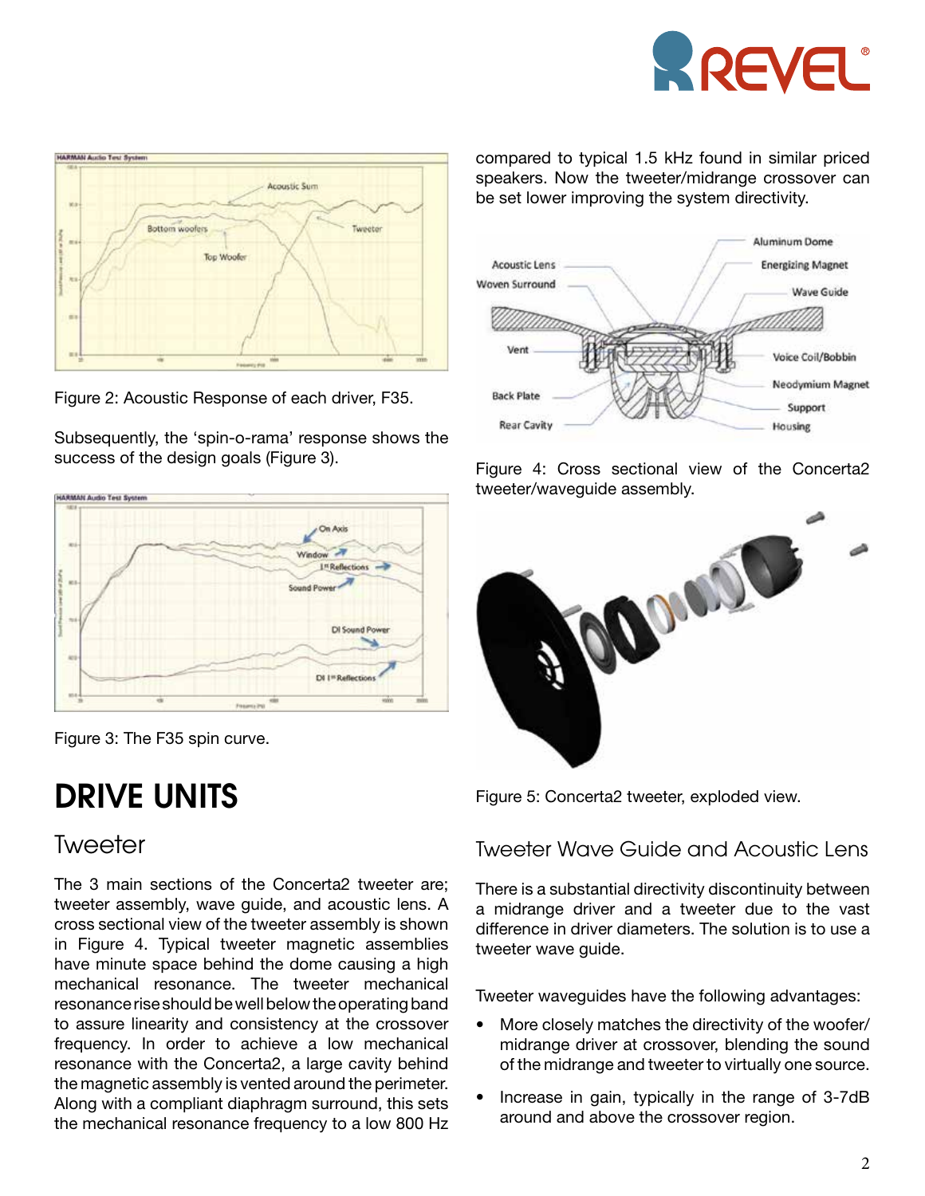Figure 2: Acoustic Response of each driver, F35.

Subsequently, the 'spin-o-rama' response shows the success of the design goals (Figure 3).

Figure 3: The F35 spin curve.

# DRIVE UNITS

## Tweeter

The 3 main sections of the Concerta2 tweeter are; tweeter assembly, wave guide, and acoustic lens. A cross sectional view of the tweeter assembly is shown in Figure 4. Typical tweeter magnetic assemblies have minute space behind the dome causing a high mechanical resonance. The tweeter mechanical resonance rise should be well below the operating band to assure linearity and consistency at the crossover frequency. In order to achieve a low mechanical resonance with the Concerta2, a large cavity behind the magnetic assembly is vented around the perimeter. Along with a compliant diaphragm surround, this sets the mechanical resonance frequency to a low 800 Hz compared to typical 1.5 kHz found in similar priced speakers. Now the tweeter/midrange crossover can be set lower improving the system directivity.

Figure 4: Cross sectional view of the Concerta2 tweeter/waveguide assembly.

Figure 5: Concerta2 tweeter, exploded view.

## Tweeter Wave Guide and Acoustic Lens

There is a substantial directivity discontinuity between a midrange driver and a tweeter due to the vast difference in driver diameters. The solution is to use a tweeter wave guide.

Tweeter waveguides have the following advantages:

- More closely matches the directivity of the woofer/midrange driver at crossover, blending the sound of the midrange and tweeter to virtually one source.
- Increase in gain, typically in the range of 3-7dB around and above the crossover region.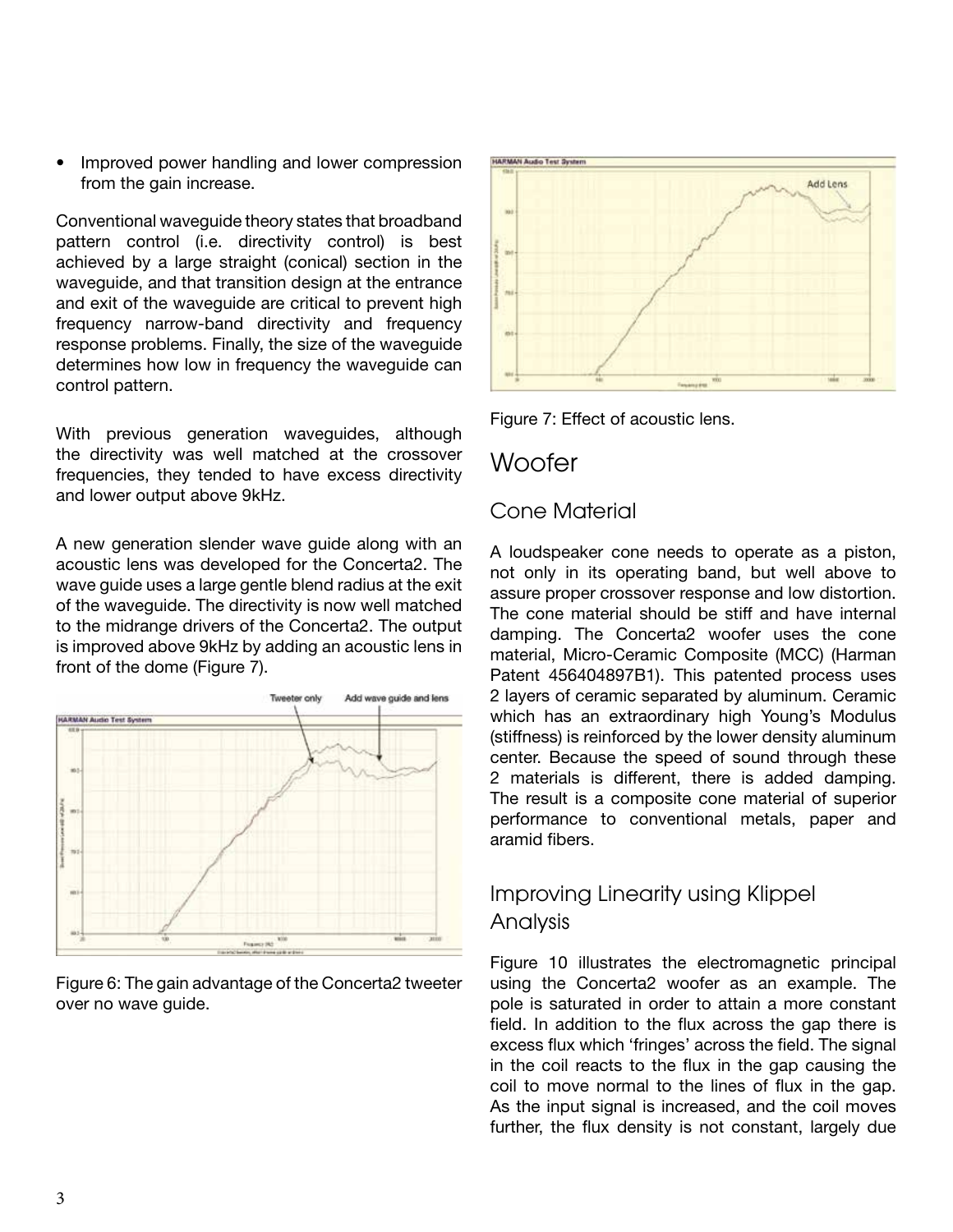- Improved power handling and lower compression from the gain increase.

Conventional waveguide theory states that broadband pattern control (i.e. directivity control) is best achieved by a large straight (conical) section in the waveguide, and that transition design at the entrance and exit of the waveguide are critical to prevent high frequency narrow-band directivity and frequency response problems. Finally, the size of the waveguide determines how low in frequency the waveguide can control pattern.

With previous generation waveguides, although the directivity was well matched at the crossover frequencies, they tended to have excess directivity and lower output above 9kHz.

A new generation slender wave guide along with an acoustic lens was developed for the Concerta2. The wave guide uses a large gentle blend radius at the exit of the waveguide. The directivity is now well matched to the midrange drivers of the Concerta2. The output is improved above 9kHz by adding an acoustic lens in front of the dome (Figure 7).

Figure 6: The gain advantage of the Concerta2 tweeter over no wave guide.

Figure 7: Effect of acoustic lens.

# Woofer

## Cone Material

A loudspeaker cone needs to operate as a piston, not only in its operating band, but well above to assure proper crossover response and low distortion. The cone material should be stiff and have internal damping. The Concerta2 woofer uses the cone material, Micro-Ceramic Composite (MCC) (Harman Patent 456404897B1). This patented process uses 2 layers of ceramic separated by aluminum. Ceramic which has an extraordinary high Young's Modulus (stiffness) is reinforced by the lower density aluminum center. Because the speed of sound through these 2 materials is different, there is added damping. The result is a composite cone material of superior performance to conventional metals, paper and aramid fibers.

## Improving Linearity using Klippel Analysis

Figure 10 illustrates the electromagnetic principal using the Concerta2 woofer as an example. The pole is saturated in order to attain a more constant field. In addition to the flux across the gap there is excess flux which 'fringes' across the field. The signal in the coil reacts to the flux in the gap causing the coil to move normal to the lines of flux in the gap. As the input signal is increased, and the coil moves further, the flux density is not constant, largely due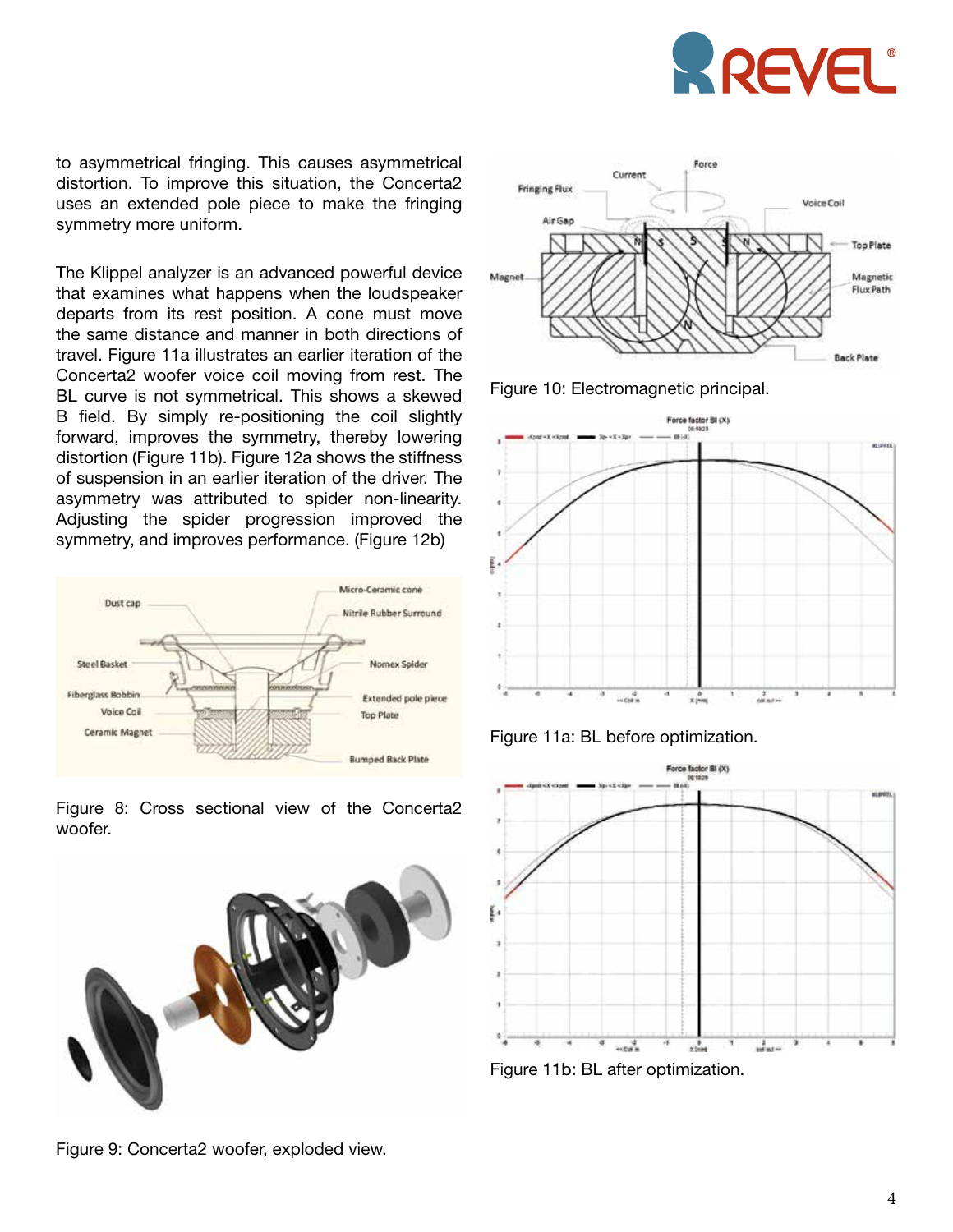to asymmetrical fringing. This causes asymmetrical distortion. To improve this situation, the Concerta2 uses an extended pole piece to make the fringing symmetry more uniform.

The Klippel analyzer is an advanced powerful device that examines what happens when the loudspeaker departs from its rest position. A cone must move the same distance and manner in both directions of travel. Figure 11a illustrates an earlier iteration of the Concerta2 woofer voice coil moving from rest. The BL curve is not symmetrical. This shows a skewed B field. By simply re-positioning the coil slightly forward, improves the symmetry, thereby lowering distortion (Figure 11b). Figure 12a shows the stiffness of suspension in an earlier iteration of the driver. The asymmetry was attributed to spider non-linearity. Adjusting the spider progression improved the symmetry, and improves performance. (Figure 12b)

Figure 8: Cross sectional view of the Concerta2 woofer.

Figure 9: Concerta2 woofer, exploded view.

Figure 10: Electromagnetic principal.

Figure 11a: BL before optimization.

Figure 11b: BL after optimization.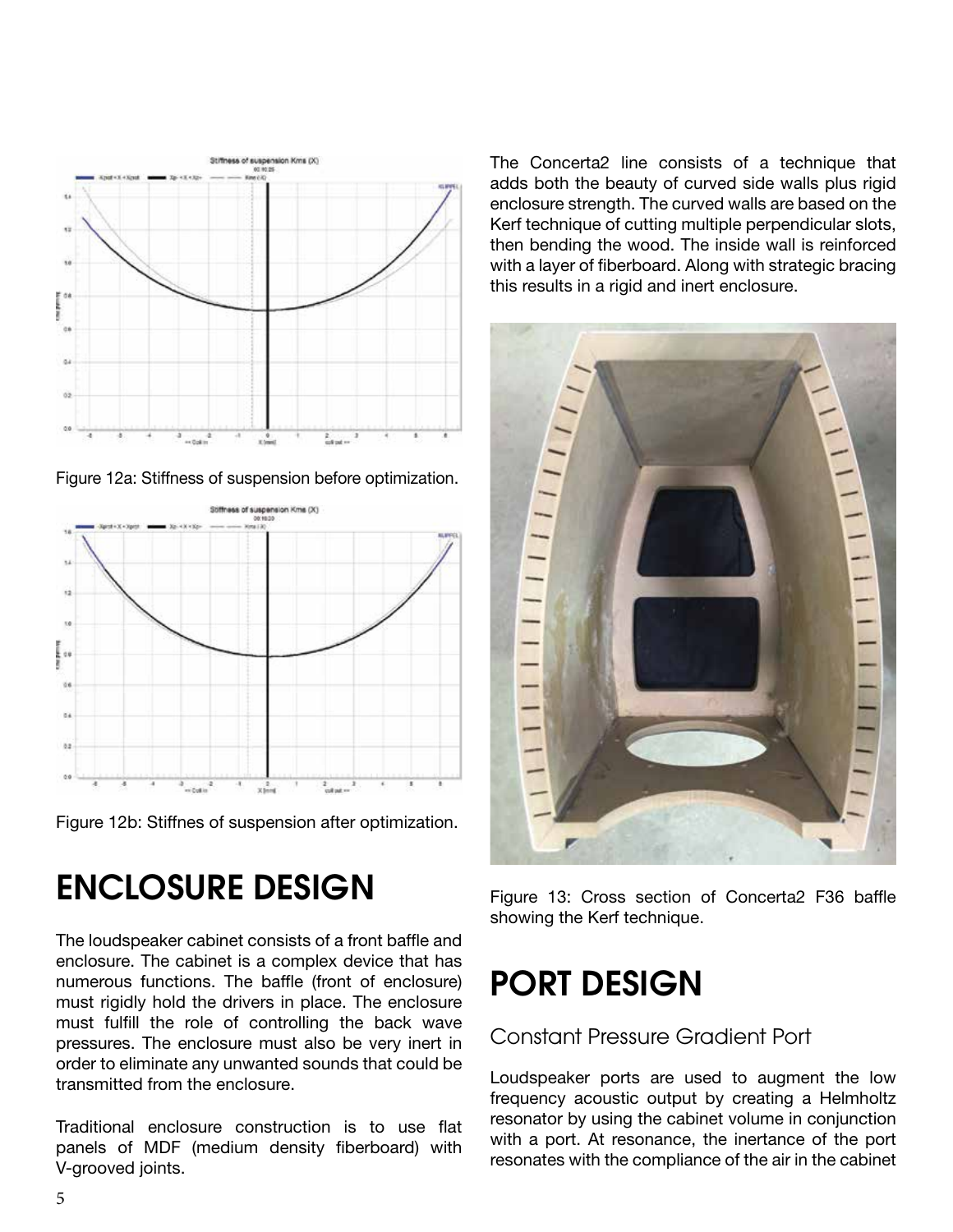Figure 12a: Stiffness of suspension before optimization.

Figure 12b: Stiffnes of suspension after optimization.

# ENCLOSURE DESIGN

The loudspeaker cabinet consists of a front baffle and enclosure. The cabinet is a complex device that has numerous functions. The baffle (front of enclosure) must rigidly hold the drivers in place. The enclosure must fulfill the role of controlling the back wave pressures. The enclosure must also be very inert in order to eliminate any unwanted sounds that could be transmitted from the enclosure.

Traditional enclosure construction is to use flat panels of MDF (medium density fiberboard) with V-grooved joints.

The Concerta2 line consists of a technique that adds both the beauty of curved side walls plus rigid enclosure strength. The curved walls are based on the Kerf technique of cutting multiple perpendicular slots, then bending the wood. The inside wall is reinforced with a layer of fiberboard. Along with strategic bracing this results in a rigid and inert enclosure.

Figure 13: Cross section of Concerta2 F36 baffle showing the Kerf technique.

# PORT DESIGN

## Constant Pressure Gradient Port

Loudspeaker ports are used to augment the low frequency acoustic output by creating a Helmholtz resonator by using the cabinet volume in conjunction with a port. At resonance, the inertance of the port resonates with the compliance of the air in the cabinet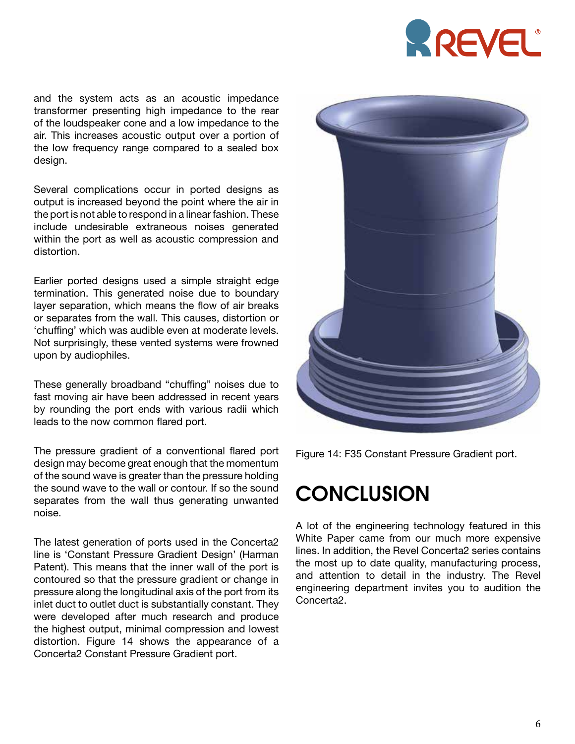and the system acts as an acoustic impedance transformer presenting high impedance to the rear of the loudspeaker cone and a low impedance to the air. This increases acoustic output over a portion of the low frequency range compared to a sealed box design.

Several complications occur in ported designs as output is increased beyond the point where the air in the port is not able to respond in a linear fashion. These include undesirable extraneous noises generated within the port as well as acoustic compression and distortion.

Earlier ported designs used a simple straight edge termination. This generated noise due to boundary layer separation, which means the flow of air breaks or separates from the wall. This causes, distortion or 'chuffing' which was audible even at moderate levels. Not surprisingly, these vented systems were frowned upon by audiophiles.

These generally broadband "chuffing" noises due to fast moving air have been addressed in recent years by rounding the port ends with various radii which leads to the now common flared port.

The pressure gradient of a conventional flared port design may become great enough that the momentum of the sound wave is greater than the pressure holding the sound wave to the wall or contour. If so the sound separates from the wall thus generating unwanted noise.

The latest generation of ports used in the Concerta2 line is 'Constant Pressure Gradient Design' (Harman Patent). This means that the inner wall of the port is contoured so that the pressure gradient or change in pressure along the longitudinal axis of the port from its inlet duct to outlet duct is substantially constant. They were developed after much research and produce the highest output, minimal compression and lowest distortion. Figure 14 shows the appearance of a Concerta2 Constant Pressure Gradient port.

Figure 14: F35 Constant Pressure Gradient port.

# CONCLUSION

A lot of the engineering technology featured in this White Paper came from our much more expensive lines. In addition, the Revel Concerta2 series contains the most up to date quality, manufacturing process, and attention to detail in the industry. The Revel engineering department invites you to audition the Concerta2.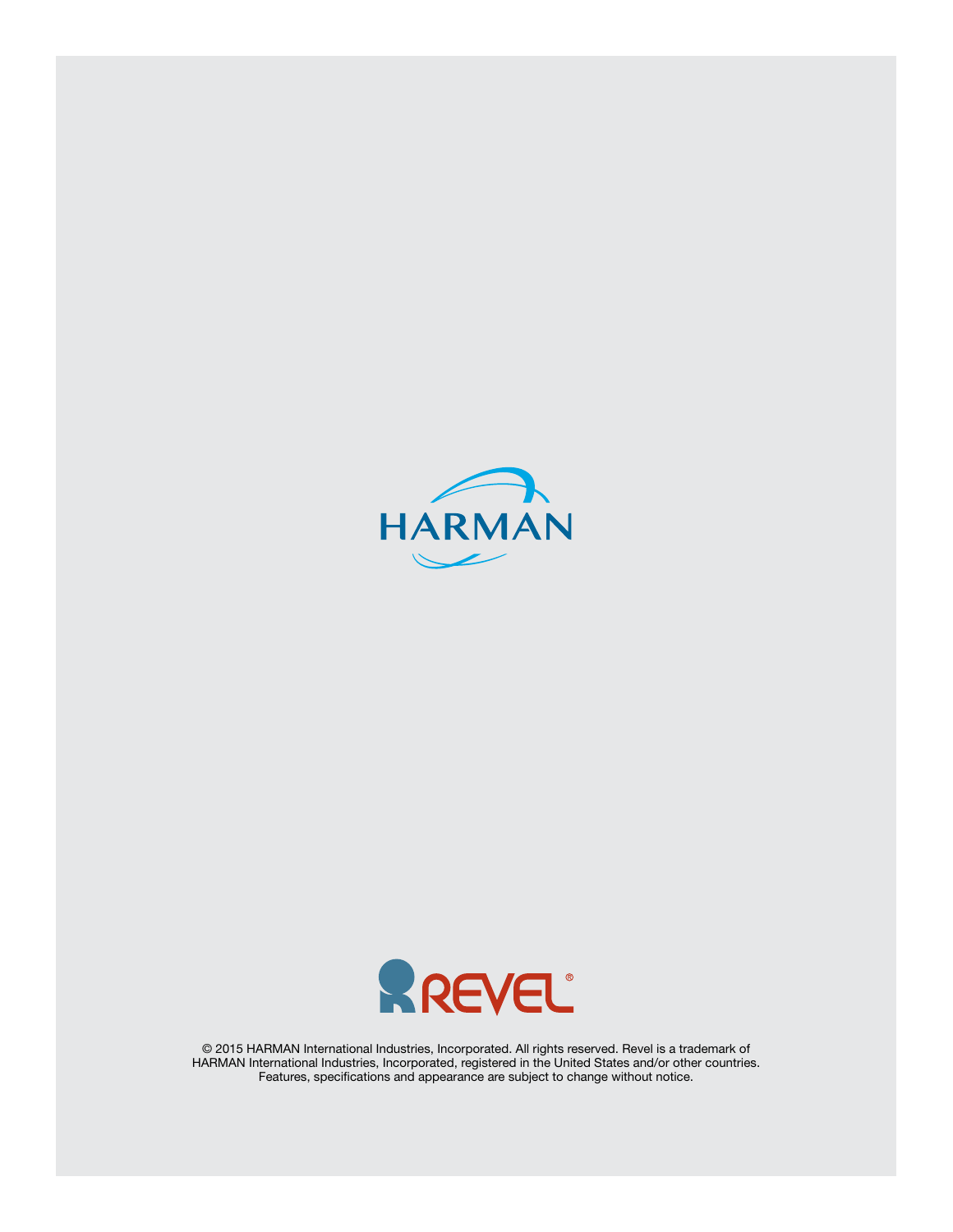HARMAN

REVEL®

© 2015 HARMAN International Industries, Incorporated. All rights reserved. Revel is a trademark of HARMAN International Industries, Incorporated, registered in the United States and/or other countries. Features, specifications and appearance are subject to change without notice.